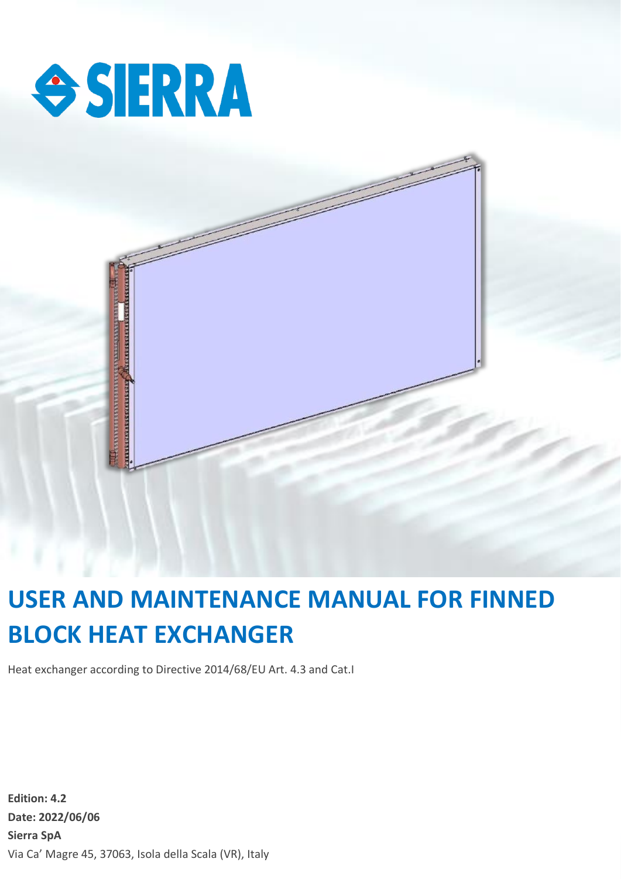SIERRA

# USER AND MAINTENANCE MANUAL FOR FINNED BLOCK HEAT EXCHANGER

Heat exchanger according to Directive 2014/68/EU Art. 4.3 and Cat.I

**Edition: 4.2**
**Date: 2022/06/06**
**Sierra SpA**
Via Ca' Magre 45, 37063, Isola della Scala (VR), Italy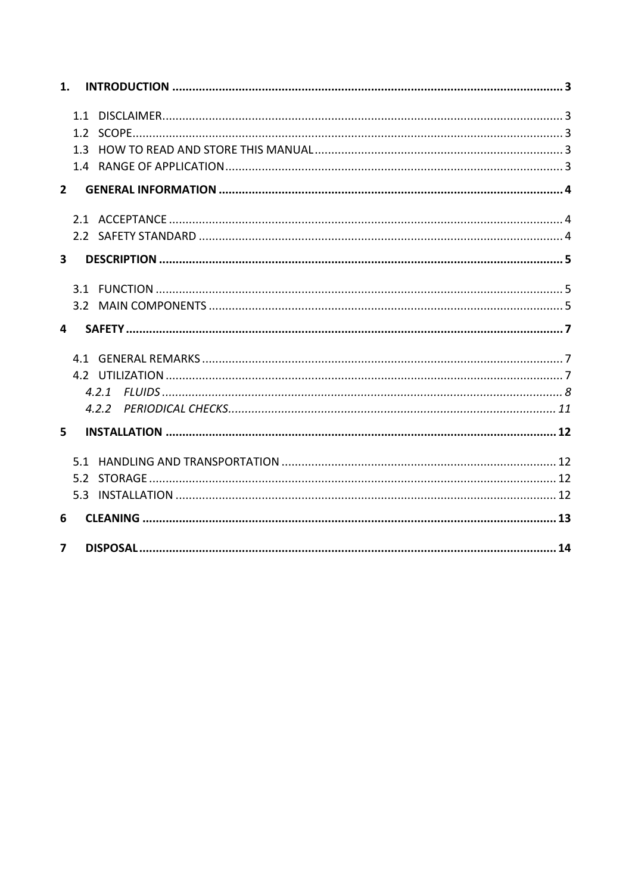**1. INTRODUCTION ..................................................................................................................... 3**

- 1.1 DISCLAIMER........................................................................................................................ 3
- 1.2 SCOPE................................................................................................................................. 3
- 1.3 HOW TO READ AND STORE THIS MANUAL........................................................................... 3
- 1.4 RANGE OF APPLICATION..................................................................................................... 3

**2 GENERAL INFORMATION ....................................................................................................... 4**

- 2.1 ACCEPTANCE ...................................................................................................................... 4
- 2.2 SAFETY STANDARD ............................................................................................................. 4

**3 DESCRIPTION ......................................................................................................................... 5**

- 3.1 FUNCTION .......................................................................................................................... 5
- 3.2 MAIN COMPONENTS .......................................................................................................... 5

**4 SAFETY .................................................................................................................................... 7**

- 4.1 GENERAL REMARKS ............................................................................................................ 7
- 4.2 UTILIZATION ....................................................................................................................... 7
  - *4.2.1 FLUIDS ........................................................................................................................ 8*
  - *4.2.2 PERIODICAL CHECKS.................................................................................................. 11*

**5 INSTALLATION ..................................................................................................................... 12**

- 5.1 HANDLING AND TRANSPORTATION .................................................................................. 12
- 5.2 STORAGE .......................................................................................................................... 12
- 5.3 INSTALLATION .................................................................................................................. 12

**6 CLEANING ............................................................................................................................ 13**

**7 DISPOSAL............................................................................................................................. 14**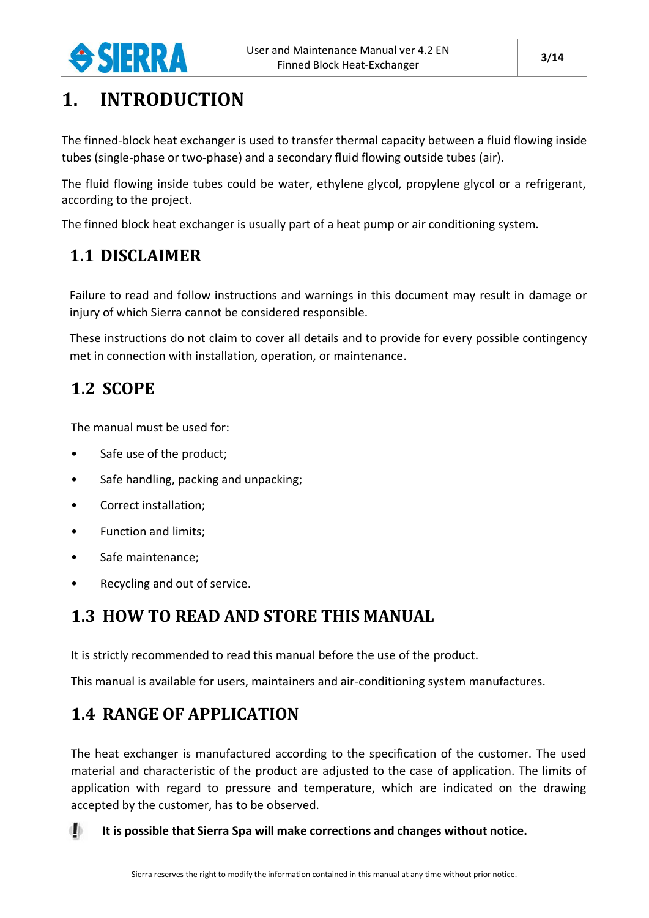# 1. INTRODUCTION

The finned-block heat exchanger is used to transfer thermal capacity between a fluid flowing inside tubes (single-phase or two-phase) and a secondary fluid flowing outside tubes (air).

The fluid flowing inside tubes could be water, ethylene glycol, propylene glycol or a refrigerant, according to the project.

The finned block heat exchanger is usually part of a heat pump or air conditioning system.

## 1.1 DISCLAIMER

Failure to read and follow instructions and warnings in this document may result in damage or injury of which Sierra cannot be considered responsible.

These instructions do not claim to cover all details and to provide for every possible contingency met in connection with installation, operation, or maintenance.

## 1.2 SCOPE

The manual must be used for:

- Safe use of the product;
- Safe handling, packing and unpacking;
- Correct installation;
- Function and limits;
- Safe maintenance;
- Recycling and out of service.

## 1.3 HOW TO READ AND STORE THIS MANUAL

It is strictly recommended to read this manual before the use of the product.

This manual is available for users, maintainers and air-conditioning system manufactures.

## 1.4 RANGE OF APPLICATION

The heat exchanger is manufactured according to the specification of the customer. The used material and characteristic of the product are adjusted to the case of application. The limits of application with regard to pressure and temperature, which are indicated on the drawing accepted by the customer, has to be observed.

**It is possible that Sierra Spa will make corrections and changes without notice.**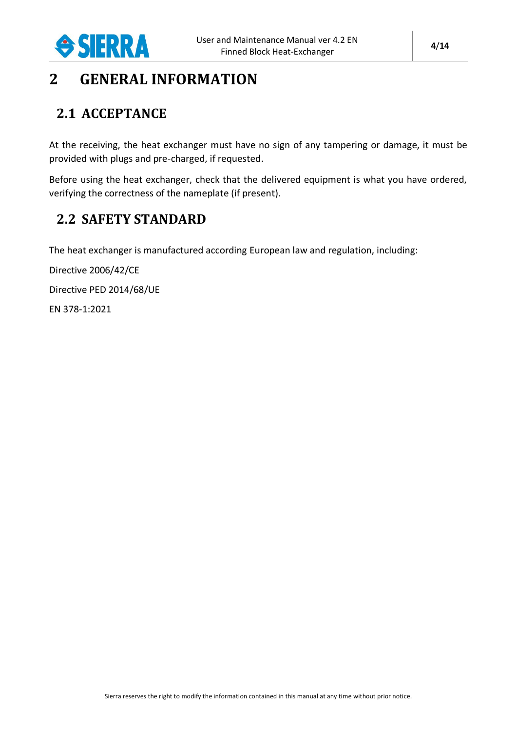# 2 GENERAL INFORMATION

## 2.1 ACCEPTANCE

At the receiving, the heat exchanger must have no sign of any tampering or damage, it must be provided with plugs and pre-charged, if requested.

Before using the heat exchanger, check that the delivered equipment is what you have ordered, verifying the correctness of the nameplate (if present).

## 2.2 SAFETY STANDARD

The heat exchanger is manufactured according European law and regulation, including:

Directive 2006/42/CE

Directive PED 2014/68/UE

EN 378-1:2021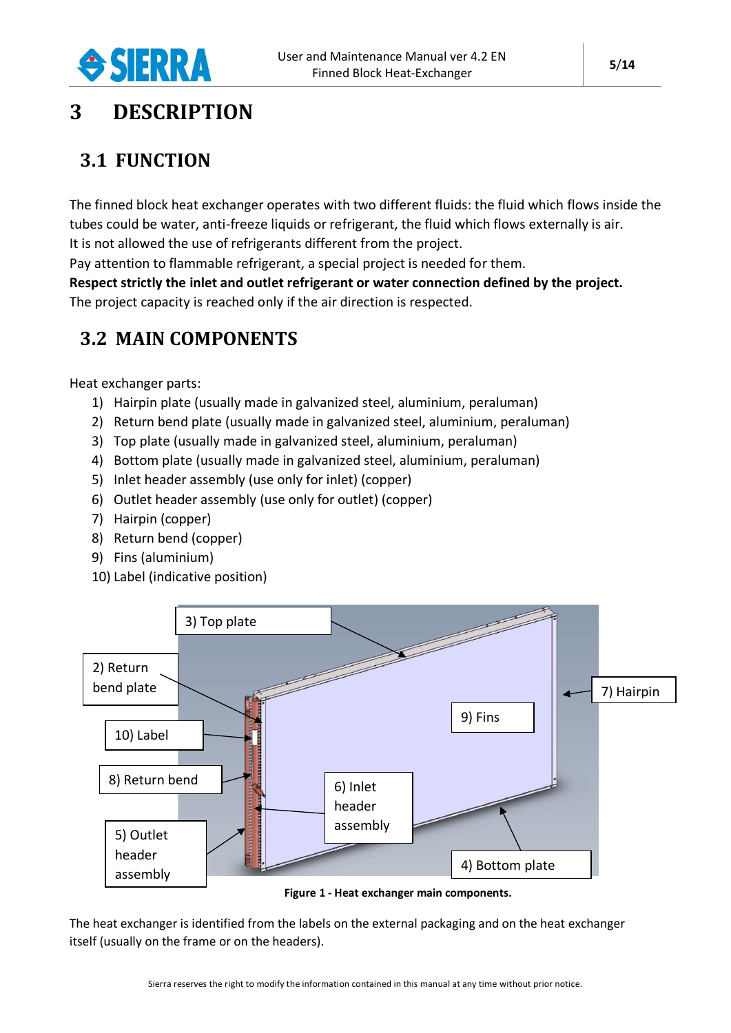# 3 DESCRIPTION

## 3.1 FUNCTION

The finned block heat exchanger operates with two different fluids: the fluid which flows inside the tubes could be water, anti-freeze liquids or refrigerant, the fluid which flows externally is air.
It is not allowed the use of refrigerants different from the project.
Pay attention to flammable refrigerant, a special project is needed for them.
**Respect strictly the inlet and outlet refrigerant or water connection defined by the project.**
The project capacity is reached only if the air direction is respected.

## 3.2 MAIN COMPONENTS

Heat exchanger parts:

1) Hairpin plate (usually made in galvanized steel, aluminium, peraluman)
2) Return bend plate (usually made in galvanized steel, aluminium, peraluman)
3) Top plate (usually made in galvanized steel, aluminium, peraluman)
4) Bottom plate (usually made in galvanized steel, aluminium, peraluman)
5) Inlet header assembly (use only for inlet) (copper)
6) Outlet header assembly (use only for outlet) (copper)
7) Hairpin (copper)
8) Return bend (copper)
9) Fins (aluminium)
10) Label (indicative position)

3) Top plate
2) Return bend plate
10) Label
8) Return bend
5) Outlet header assembly
6) Inlet header assembly
9) Fins
7) Hairpin
4) Bottom plate

**Figure 1 - Heat exchanger main components.**

The heat exchanger is identified from the labels on the external packaging and on the heat exchanger itself (usually on the frame or on the headers).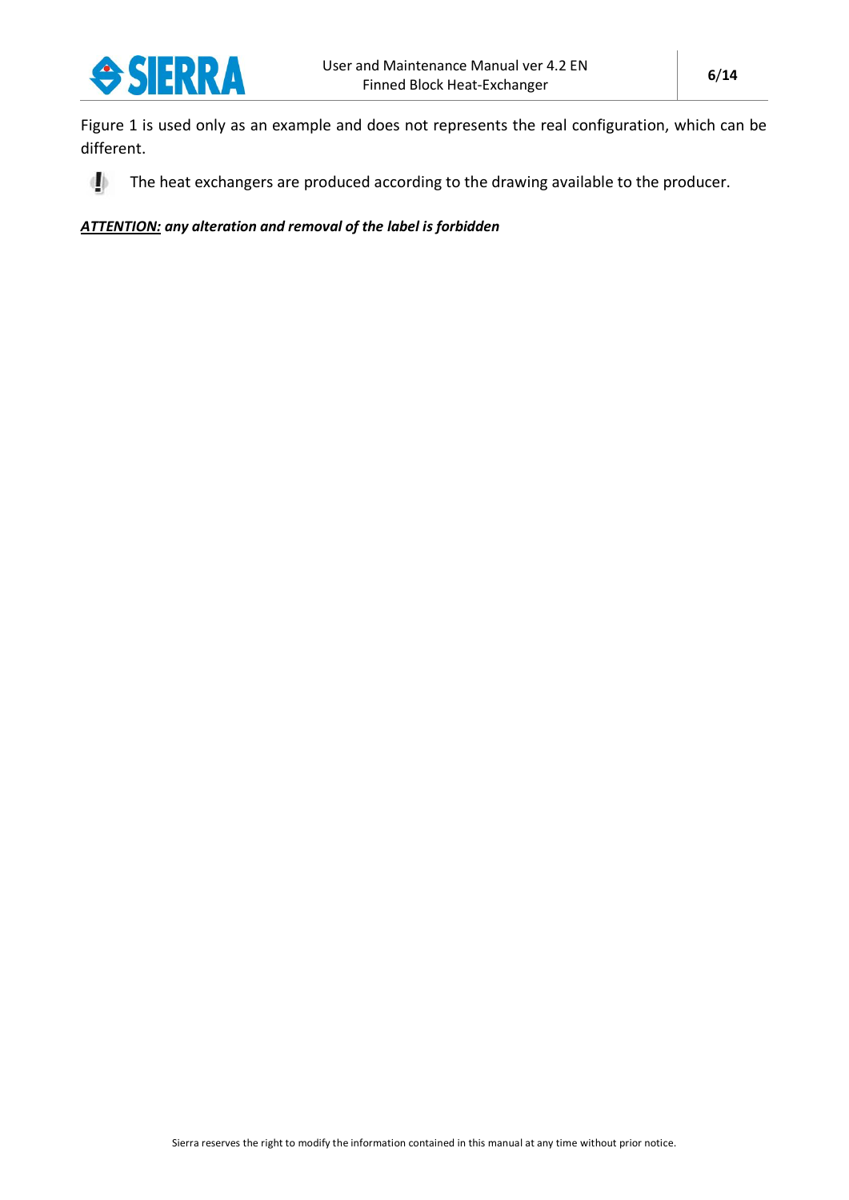Figure 1 is used only as an example and does not represents the real configuration, which can be different.

The heat exchangers are produced according to the drawing available to the producer.

***ATTENTION:* any alteration and removal of the label is forbidden**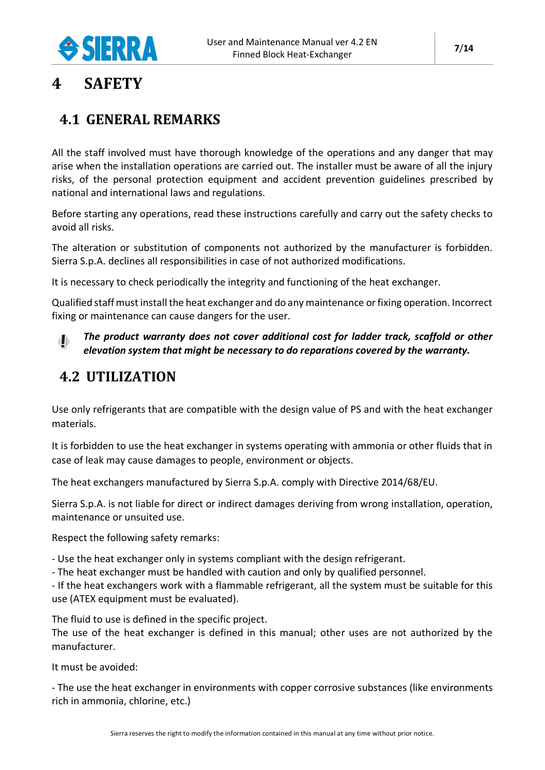# 4 SAFETY

## 4.1 GENERAL REMARKS

All the staff involved must have thorough knowledge of the operations and any danger that may arise when the installation operations are carried out. The installer must be aware of all the injury risks, of the personal protection equipment and accident prevention guidelines prescribed by national and international laws and regulations.

Before starting any operations, read these instructions carefully and carry out the safety checks to avoid all risks.

The alteration or substitution of components not authorized by the manufacturer is forbidden. Sierra S.p.A. declines all responsibilities in case of not authorized modifications.

It is necessary to check periodically the integrity and functioning of the heat exchanger.

Qualified staff must install the heat exchanger and do any maintenance or fixing operation. Incorrect fixing or maintenance can cause dangers for the user.

***The product warranty does not cover additional cost for ladder track, scaffold or other elevation system that might be necessary to do reparations covered by the warranty.***

## 4.2 UTILIZATION

Use only refrigerants that are compatible with the design value of PS and with the heat exchanger materials.

It is forbidden to use the heat exchanger in systems operating with ammonia or other fluids that in case of leak may cause damages to people, environment or objects.

The heat exchangers manufactured by Sierra S.p.A. comply with Directive 2014/68/EU.

Sierra S.p.A. is not liable for direct or indirect damages deriving from wrong installation, operation, maintenance or unsuited use.

Respect the following safety remarks:

- Use the heat exchanger only in systems compliant with the design refrigerant.
- The heat exchanger must be handled with caution and only by qualified personnel.
- If the heat exchangers work with a flammable refrigerant, all the system must be suitable for this use (ATEX equipment must be evaluated).

The fluid to use is defined in the specific project.
The use of the heat exchanger is defined in this manual; other uses are not authorized by the manufacturer.

It must be avoided:

- The use the heat exchanger in environments with copper corrosive substances (like environments rich in ammonia, chlorine, etc.)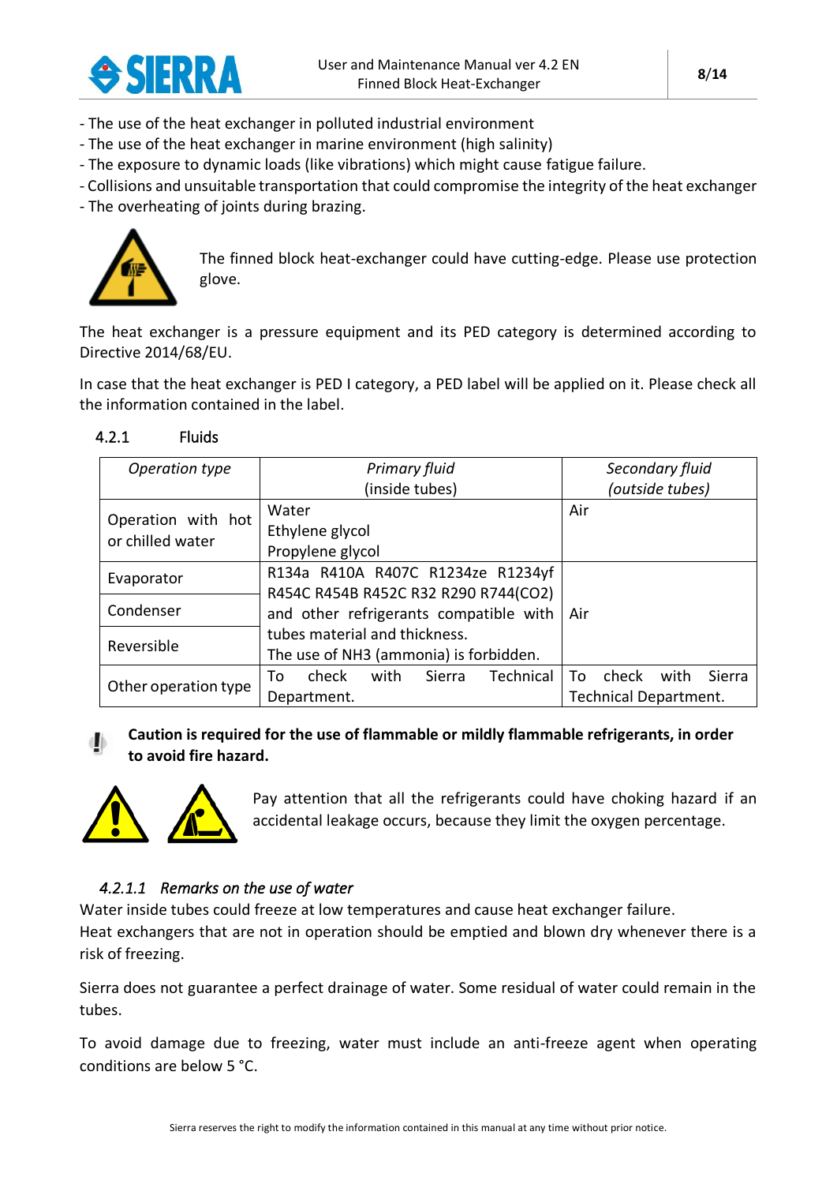- The use of the heat exchanger in polluted industrial environment
- The use of the heat exchanger in marine environment (high salinity)
- The exposure to dynamic loads (like vibrations) which might cause fatigue failure.
- Collisions and unsuitable transportation that could compromise the integrity of the heat exchanger
- The overheating of joints during brazing.

The finned block heat-exchanger could have cutting-edge. Please use protection glove.

The heat exchanger is a pressure equipment and its PED category is determined according to Directive 2014/68/EU.

In case that the heat exchanger is PED I category, a PED label will be applied on it. Please check all the information contained in the label.

### 4.2.1 Fluids

| *Operation type* | *Primary fluid (inside tubes)* | *Secondary fluid (outside tubes)* |
|---|---|---|
| Operation with hot or chilled water | Water<br>Ethylene glycol<br>Propylene glycol | Air |
| Evaporator | R134a R410A R407C R1234ze R1234yf R454C R454B R452C R32 R290 R744(CO2) and other refrigerants compatible with tubes material and thickness.<br>The use of NH3 (ammonia) is forbidden. | Air |
| Condenser | | |
| Reversible | | |
| Other operation type | To check with Sierra Technical Department. | To check with Sierra Technical Department. |

**Caution is required for the use of flammable or mildly flammable refrigerants, in order to avoid fire hazard.**

Pay attention that all the refrigerants could have choking hazard if an accidental leakage occurs, because they limit the oxygen percentage.

#### *4.2.1.1 Remarks on the use of water*

Water inside tubes could freeze at low temperatures and cause heat exchanger failure.
Heat exchangers that are not in operation should be emptied and blown dry whenever there is a risk of freezing.

Sierra does not guarantee a perfect drainage of water. Some residual of water could remain in the tubes.

To avoid damage due to freezing, water must include an anti-freeze agent when operating conditions are below 5 °C.

Sierra reserves the right to modify the information contained in this manual at any time without prior notice.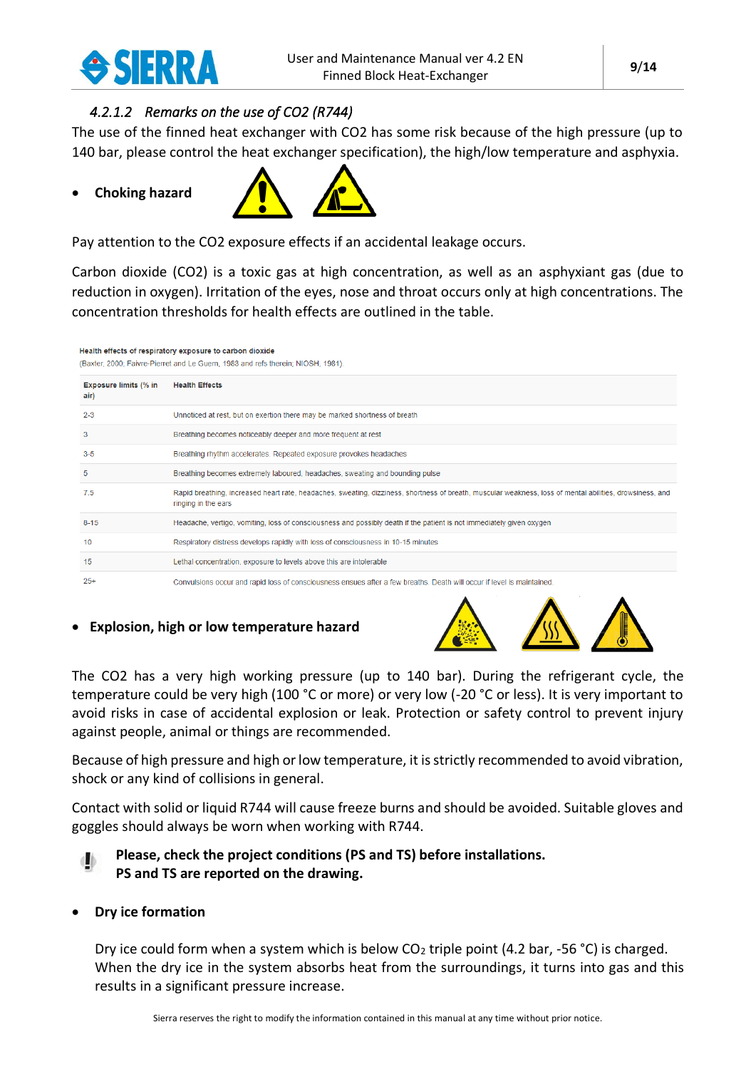#### 4.2.1.2 *Remarks on the use of CO2 (R744)*

The use of the finned heat exchanger with CO2 has some risk because of the high pressure (up to 140 bar, please control the heat exchanger specification), the high/low temperature and asphyxia.

- **Choking hazard**

Pay attention to the CO2 exposure effects if an accidental leakage occurs.

Carbon dioxide (CO2) is a toxic gas at high concentration, as well as an asphyxiant gas (due to reduction in oxygen). Irritation of the eyes, nose and throat occurs only at high concentrations. The concentration thresholds for health effects are outlined in the table.

**Health effects of respiratory exposure to carbon dioxide**
(Baxter, 2000; Faivre-Pierret and Le Guern, 1983 and refs therein; NIOSH, 1981)

| Exposure limits (% in air) | Health Effects |
|---|---|
| 2-3 | Unnoticed at rest, but on exertion there may be marked shortness of breath |
| 3 | Breathing becomes noticeably deeper and more frequent at rest |
| 3-5 | Breathing rhythm accelerates. Repeated exposure provokes headaches |
| 5 | Breathing becomes extremely laboured, headaches, sweating and bounding pulse |
| 7.5 | Rapid breathing, increased heart rate, headaches, sweating, dizziness, shortness of breath, muscular weakness, loss of mental abilities, drowsiness, and ringing in the ears |
| 8-15 | Headache, vertigo, vomiting, loss of consciousness and possibly death if the patient is not immediately given oxygen |
| 10 | Respiratory distress develops rapidly with loss of consciousness in 10-15 minutes |
| 15 | Lethal concentration, exposure to levels above this are intolerable |
| 25+ | Convulsions occur and rapid loss of consciousness ensues after a few breaths. Death will occur if level is maintained. |

- **Explosion, high or low temperature hazard**

The CO2 has a very high working pressure (up to 140 bar). During the refrigerant cycle, the temperature could be very high (100 °C or more) or very low (-20 °C or less). It is very important to avoid risks in case of accidental explosion or leak. Protection or safety control to prevent injury against people, animal or things are recommended.

Because of high pressure and high or low temperature, it is strictly recommended to avoid vibration, shock or any kind of collisions in general.

Contact with solid or liquid R744 will cause freeze burns and should be avoided. Suitable gloves and goggles should always be worn when working with R744.

**Please, check the project conditions (PS and TS) before installations.**
**PS and TS are reported on the drawing.**

- **Dry ice formation**

Dry ice could form when a system which is below $CO_2$ triple point (4.2 bar, -56 °C) is charged. When the dry ice in the system absorbs heat from the surroundings, it turns into gas and this results in a significant pressure increase.

Sierra reserves the right to modify the information contained in this manual at any time without prior notice.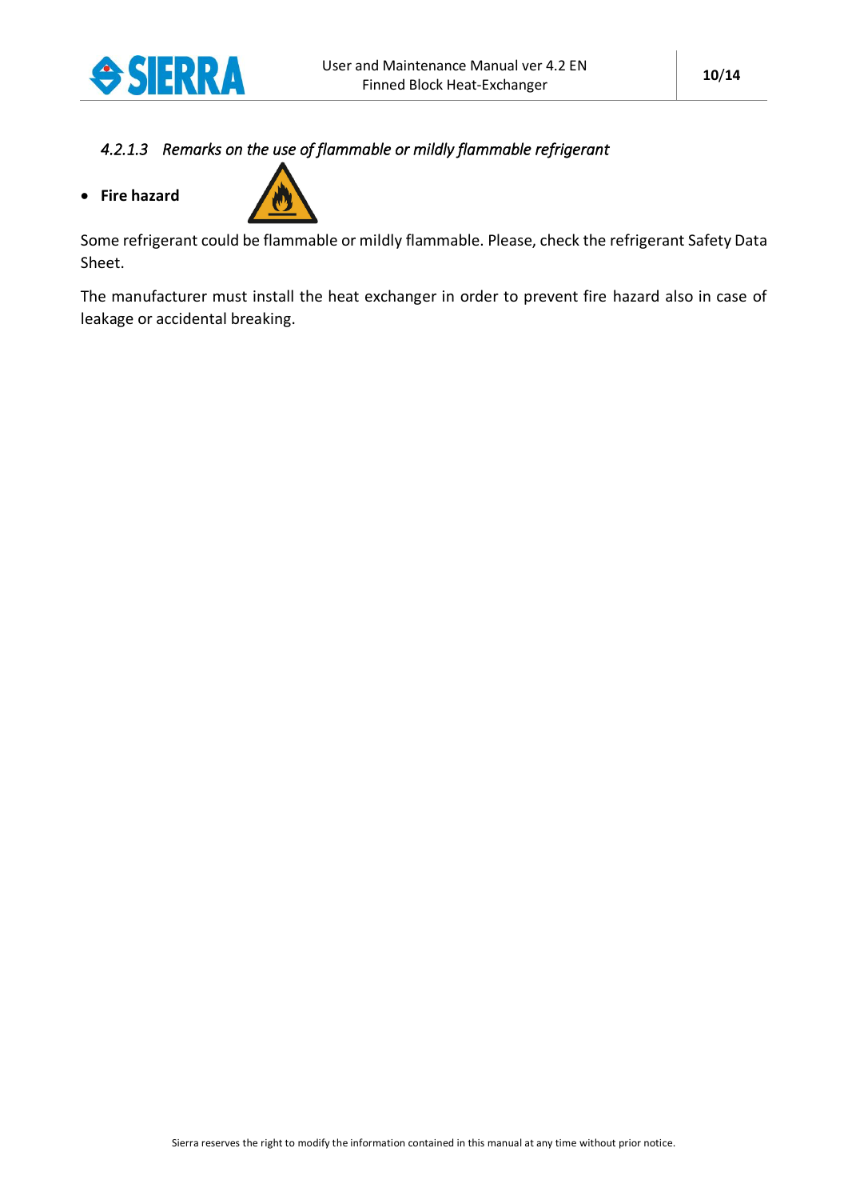#### *4.2.1.3 Remarks on the use of flammable or mildly flammable refrigerant*

- **Fire hazard**

Some refrigerant could be flammable or mildly flammable. Please, check the refrigerant Safety Data Sheet.

The manufacturer must install the heat exchanger in order to prevent fire hazard also in case of leakage or accidental breaking.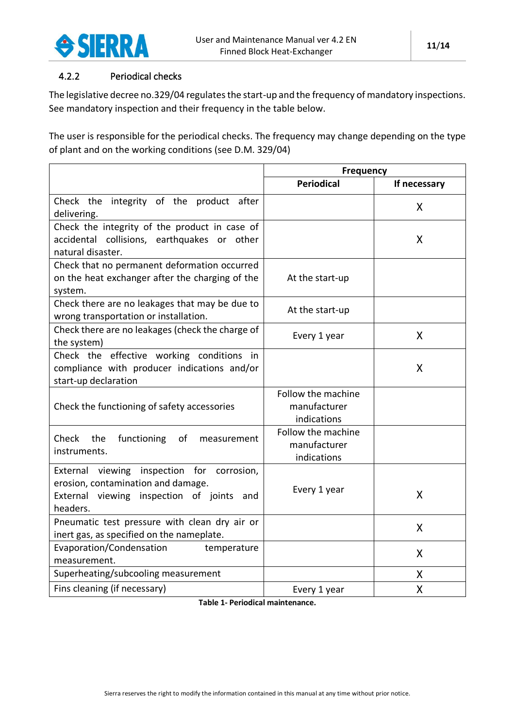### 4.2.2 Periodical checks

The legislative decree no.329/04 regulates the start-up and the frequency of mandatory inspections. See mandatory inspection and their frequency in the table below.

The user is responsible for the periodical checks. The frequency may change depending on the type of plant and on the working conditions (see D.M. 329/04)

| | Frequency | |
|---|---|---|
| | **Periodical** | **If necessary** |
| Check the integrity of the product after delivering. | | X |
| Check the integrity of the product in case of accidental collisions, earthquakes or other natural disaster. | | X |
| Check that no permanent deformation occurred on the heat exchanger after the charging of the system. | At the start-up | |
| Check there are no leakages that may be due to wrong transportation or installation. | At the start-up | |
| Check there are no leakages (check the charge of the system) | Every 1 year | X |
| Check the effective working conditions in compliance with producer indications and/or start-up declaration | | X |
| Check the functioning of safety accessories | Follow the machine manufacturer indications | |
| Check the functioning of measurement instruments. | Follow the machine manufacturer indications | |
| External viewing inspection for corrosion, erosion, contamination and damage. External viewing inspection of joints and headers. | Every 1 year | X |
| Pneumatic test pressure with clean dry air or inert gas, as specified on the nameplate. | | X |
| Evaporation/Condensation temperature measurement. | | X |
| Superheating/subcooling measurement | | X |
| Fins cleaning (if necessary) | Every 1 year | X |

**Table 1- Periodical maintenance.**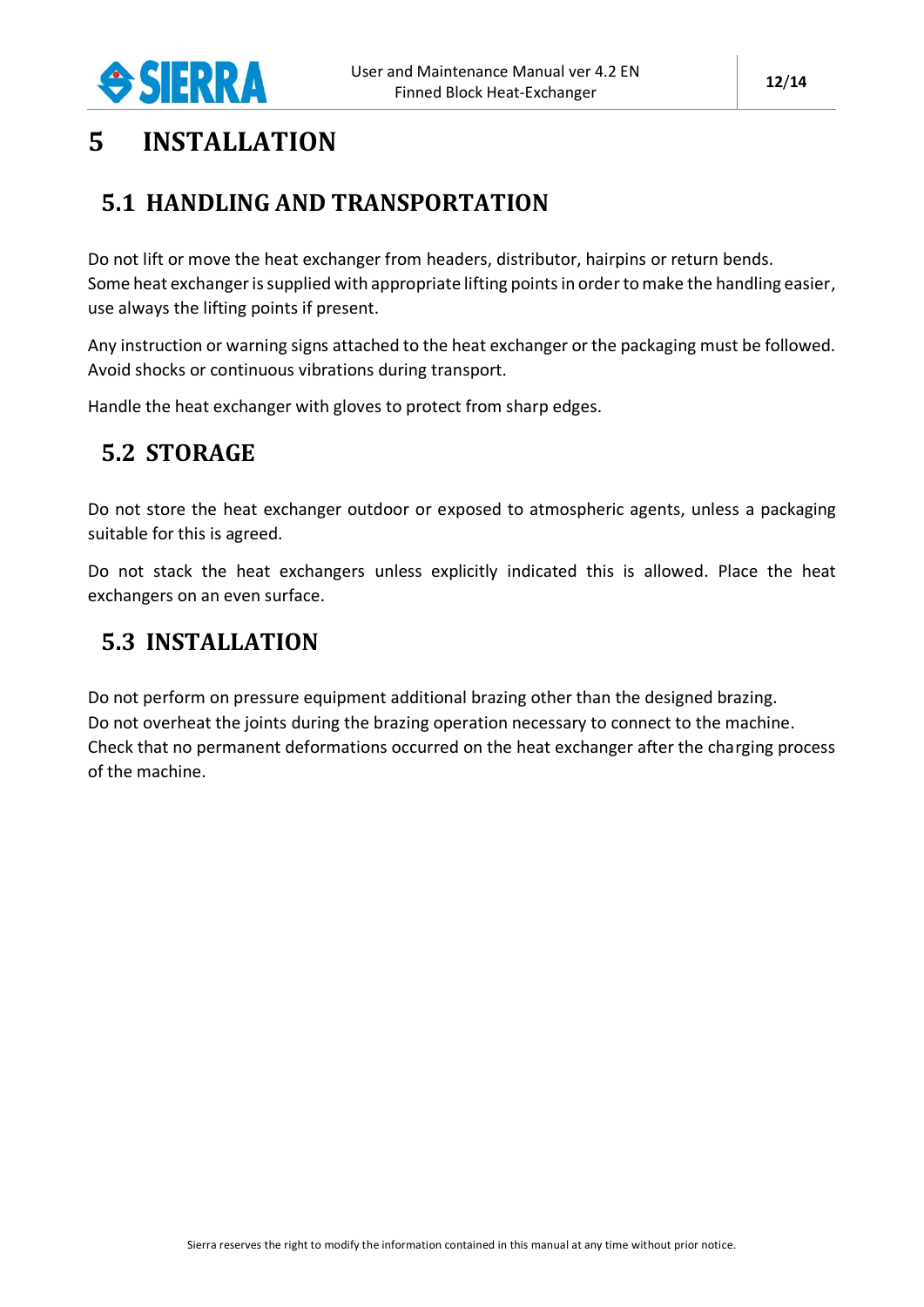# 5 INSTALLATION

## 5.1 HANDLING AND TRANSPORTATION

Do not lift or move the heat exchanger from headers, distributor, hairpins or return bends.
Some heat exchanger is supplied with appropriate lifting points in order to make the handling easier, use always the lifting points if present.

Any instruction or warning signs attached to the heat exchanger or the packaging must be followed.
Avoid shocks or continuous vibrations during transport.

Handle the heat exchanger with gloves to protect from sharp edges.

## 5.2 STORAGE

Do not store the heat exchanger outdoor or exposed to atmospheric agents, unless a packaging suitable for this is agreed.

Do not stack the heat exchangers unless explicitly indicated this is allowed. Place the heat exchangers on an even surface.

## 5.3 INSTALLATION

Do not perform on pressure equipment additional brazing other than the designed brazing.
Do not overheat the joints during the brazing operation necessary to connect to the machine.
Check that no permanent deformations occurred on the heat exchanger after the charging process of the machine.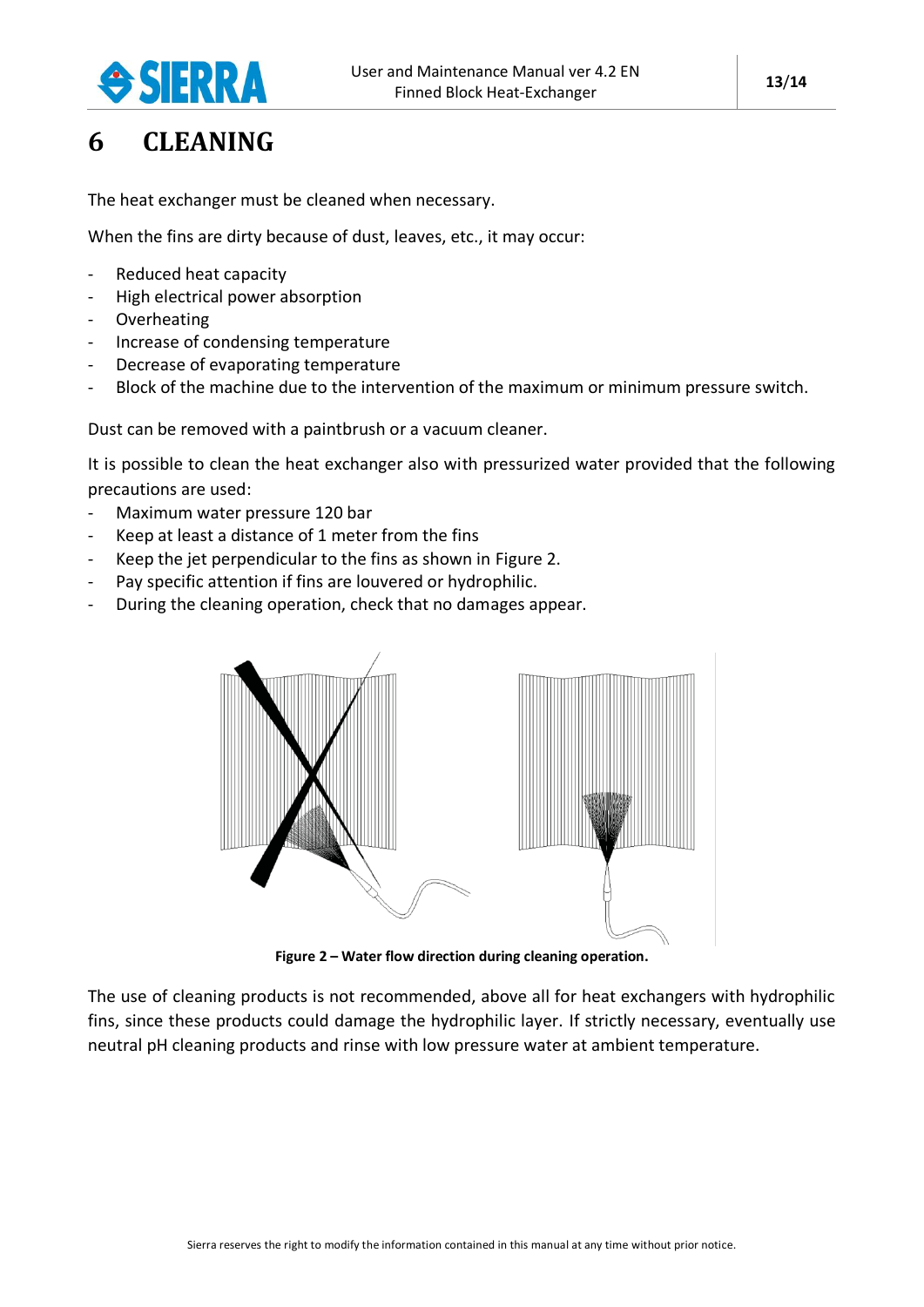# 6 CLEANING

The heat exchanger must be cleaned when necessary.

When the fins are dirty because of dust, leaves, etc., it may occur:

- Reduced heat capacity
- High electrical power absorption
- Overheating
- Increase of condensing temperature
- Decrease of evaporating temperature
- Block of the machine due to the intervention of the maximum or minimum pressure switch.

Dust can be removed with a paintbrush or a vacuum cleaner.

It is possible to clean the heat exchanger also with pressurized water provided that the following precautions are used:

- Maximum water pressure 120 bar
- Keep at least a distance of 1 meter from the fins
- Keep the jet perpendicular to the fins as shown in Figure 2.
- Pay specific attention if fins are louvered or hydrophilic.
- During the cleaning operation, check that no damages appear.

**Figure 2 – Water flow direction during cleaning operation.**

The use of cleaning products is not recommended, above all for heat exchangers with hydrophilic fins, since these products could damage the hydrophilic layer. If strictly necessary, eventually use neutral pH cleaning products and rinse with low pressure water at ambient temperature.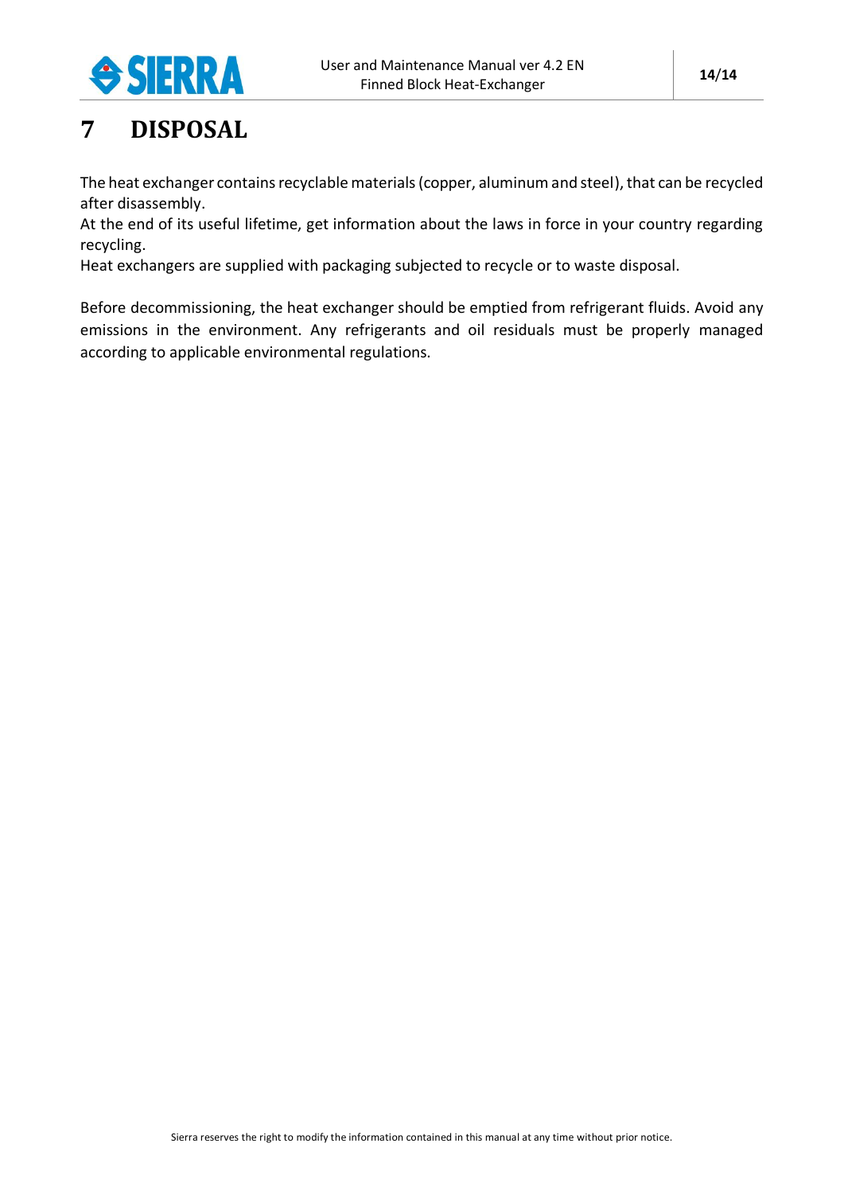# 7 DISPOSAL

The heat exchanger contains recyclable materials (copper, aluminum and steel), that can be recycled after disassembly.
At the end of its useful lifetime, get information about the laws in force in your country regarding recycling.
Heat exchangers are supplied with packaging subjected to recycle or to waste disposal.

Before decommissioning, the heat exchanger should be emptied from refrigerant fluids. Avoid any emissions in the environment. Any refrigerants and oil residuals must be properly managed according to applicable environmental regulations.